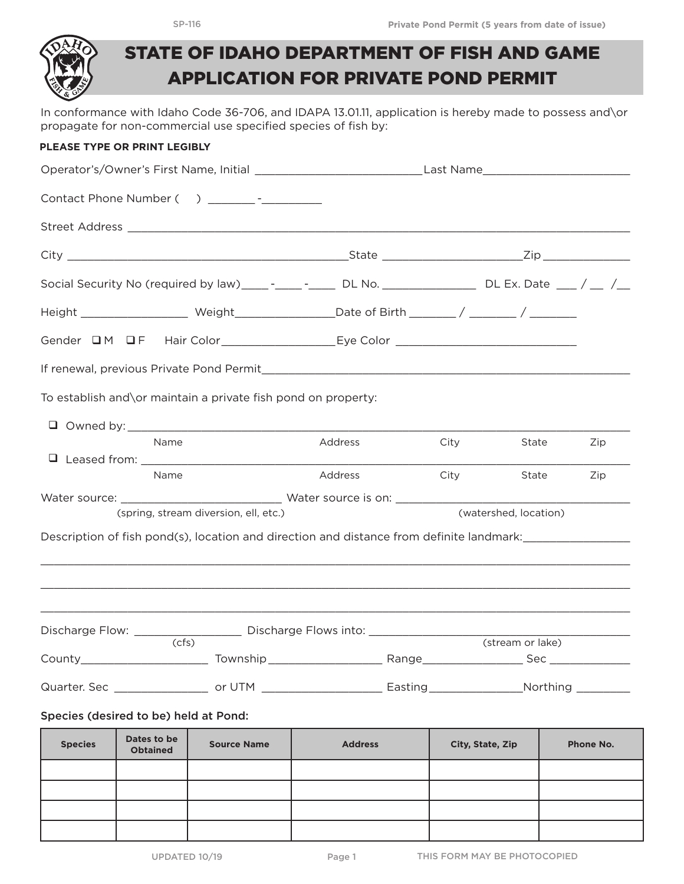SP-116

Private Pond Permit (5 years from date of issue)

# STATE OF IDAHO DEPARTMENT OF FISH AND GAME
# APPLICATION FOR PRIVATE POND PERMIT

In conformance with Idaho Code 36-706, and IDAPA 13.01.11, application is hereby made to possess and\or propagate for non-commercial use specified species of fish by:

**PLEASE TYPE OR PRINT LEGIBLY**

Operator's/Owner's First Name, Initial __________________________Last Name______________________

Contact Phone Number (    ) _______ -_________

Street Address ____________________________________________________________________________

City ____________________________________________State _____________________Zip _____________

Social Security No (required by law)____-____-____ DL No. ______________ DL Ex. Date ___ / __ /__

Height ________________ Weight_______________Date of Birth _______ / _______ / _______

Gender ❑ M ❑ F Hair Color_________________Eye Color ___________________________

If renewal, previous Private Pond Permit_____________________________________________________

To establish and\or maintain a private fish pond on property:

❑ Owned by: _______________________________________________________________________

Name | Address | City | State | Zip

❑ Leased from: _____________________________________________________________________

Name | Address | City | State | Zip

Water source: ________________________ Water source is on: _____________________________________

(spring, stream diversion, ell, etc.) (watershed, location)

Description of fish pond(s), location and direction and distance from definite landmark:________________

___________________________________________________________________________________________

___________________________________________________________________________________________

___________________________________________________________________________________________

Discharge Flow: ________________ Discharge Flows into: ______________________________________

(cfs) (stream or lake)

County__________________ Township_________________ Range_______________ Sec ____________

Quarter. Sec ______________ or UTM __________________ Easting______________Northing ________

Species (desired to be) held at Pond:

| Species | Dates to be Obtained | Source Name | Address | City, State, Zip | Phone No. |
|---|---|---|---|---|---|
| | | | | | |
| | | | | | |
| | | | | | |
| | | | | | |

UPDATED 10/19

THIS FORM MAY BE PHOTOCOPIED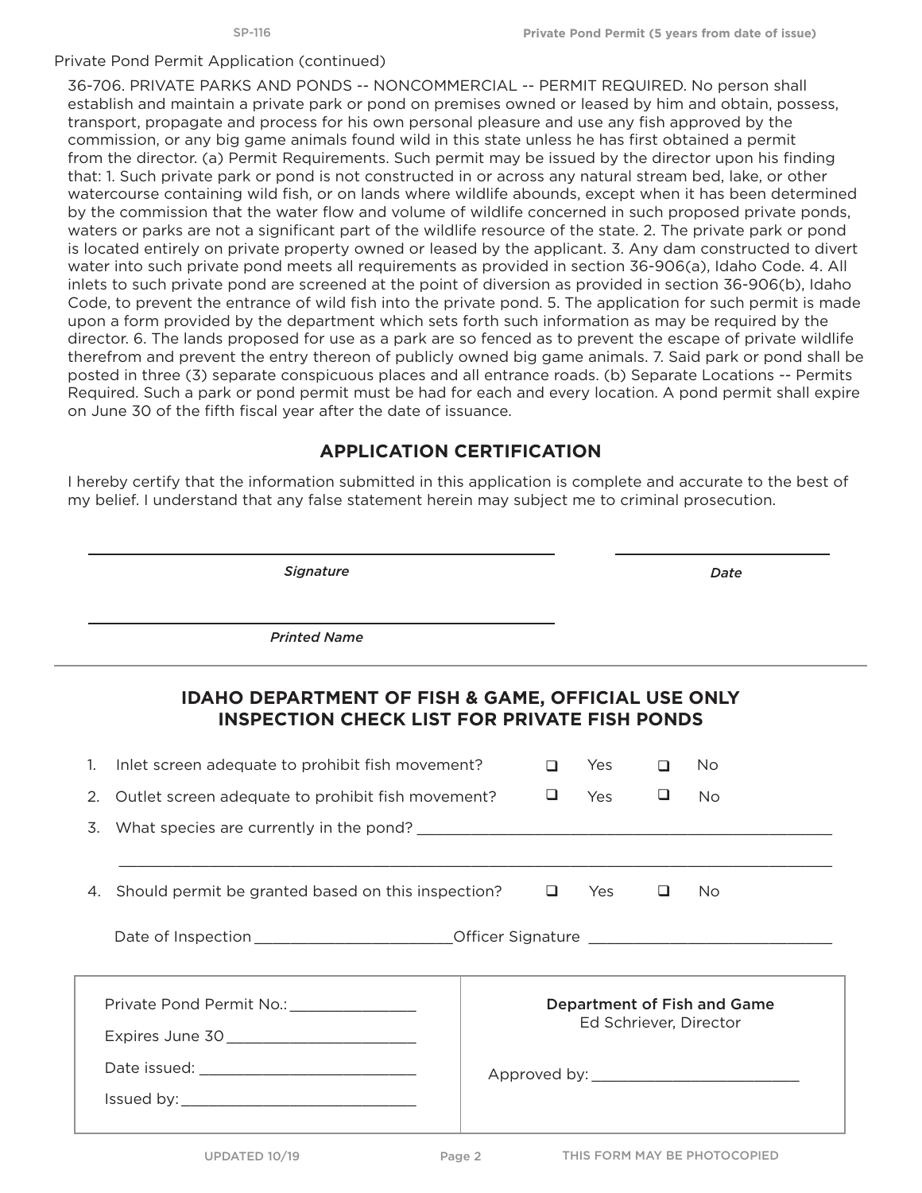Private Pond Permit Application (continued)

36-706. PRIVATE PARKS AND PONDS -- NONCOMMERCIAL -- PERMIT REQUIRED. No person shall establish and maintain a private park or pond on premises owned or leased by him and obtain, possess, transport, propagate and process for his own personal pleasure and use any fish approved by the commission, or any big game animals found wild in this state unless he has first obtained a permit from the director. (a) Permit Requirements. Such permit may be issued by the director upon his finding that: 1. Such private park or pond is not constructed in or across any natural stream bed, lake, or other watercourse containing wild fish, or on lands where wildlife abounds, except when it has been determined by the commission that the water flow and volume of wildlife concerned in such proposed private ponds, waters or parks are not a significant part of the wildlife resource of the state. 2. The private park or pond is located entirely on private property owned or leased by the applicant. 3. Any dam constructed to divert water into such private pond meets all requirements as provided in section 36-906(a), Idaho Code. 4. All inlets to such private pond are screened at the point of diversion as provided in section 36-906(b), Idaho Code, to prevent the entrance of wild fish into the private pond. 5. The application for such permit is made upon a form provided by the department which sets forth such information as may be required by the director. 6. The lands proposed for use as a park are so fenced as to prevent the escape of private wildlife therefrom and prevent the entry thereon of publicly owned big game animals. 7. Said park or pond shall be posted in three (3) separate conspicuous places and all entrance roads. (b) Separate Locations -- Permits Required. Such a park or pond permit must be had for each and every location. A pond permit shall expire on June 30 of the fifth fiscal year after the date of issuance.

## APPLICATION CERTIFICATION

I hereby certify that the information submitted in this application is complete and accurate to the best of my belief. I understand that any false statement herein may subject me to criminal prosecution.

_______________________________ Signature

_______________ Date

_______________________________ Printed Name

## IDAHO DEPARTMENT OF FISH & GAME, OFFICIAL USE ONLY
## INSPECTION CHECK LIST FOR PRIVATE FISH PONDS

1. Inlet screen adequate to prohibit fish movement? ☐ Yes ☐ No
2. Outlet screen adequate to prohibit fish movement? ☐ Yes ☐ No
3. What species are currently in the pond? ____________________________________________

   ____________________________________________
4. Should permit be granted based on this inspection? ☐ Yes ☐ No

Date of Inspection ____________________ Officer Signature ________________________

| | |
|---|---|
| Private Pond Permit No.: _____________ | Department of Fish and Game<br>Ed Schriever, Director |
| Expires June 30 ____________________ | |
| Date issued: _______________________ | Approved by: _____________________ |
| Issued by: _________________________ | |